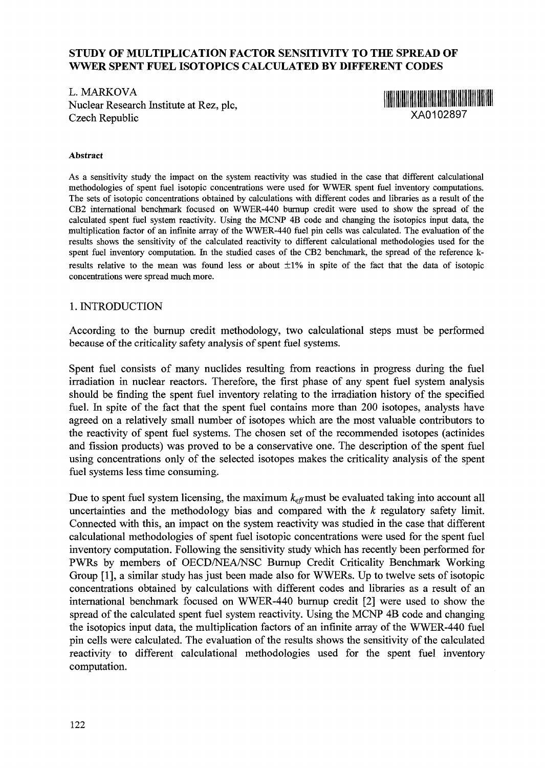# STUDY OF MULTIPLICATION FACTOR SENSITIVITY TO THE SPREAD OF WWER SPENT FUEL ISOTOPICS CALCULATED BY DIFFERENT CODES

L. MARKOVA
Nuclear Research Institute at Rez, plc,
Czech Republic

XA0102897

**Abstract**

As a sensitivity study the impact on the system reactivity was studied in the case that different calculational methodologies of spent fuel isotopic concentrations were used for WWER spent fuel inventory computations. The sets of isotopic concentrations obtained by calculations with different codes and libraries as a result of the CB2 international benchmark focused on WWER-440 burnup credit were used to show the spread of the calculated spent fuel system reactivity. Using the MCNP 4B code and changing the isotopics input data, the multiplication factor of an infinite array of the WWER-440 fuel pin cells was calculated. The evaluation of the results shows the sensitivity of the calculated reactivity to different calculational methodologies used for the spent fuel inventory computation. In the studied cases of the CB2 benchmark, the spread of the reference k-results relative to the mean was found less or about $\pm1\%$ in spite of the fact that the data of isotopic concentrations were spread much more.

## 1. INTRODUCTION

According to the burnup credit methodology, two calculational steps must be performed because of the criticality safety analysis of spent fuel systems.

Spent fuel consists of many nuclides resulting from reactions in progress during the fuel irradiation in nuclear reactors. Therefore, the first phase of any spent fuel system analysis should be finding the spent fuel inventory relating to the irradiation history of the specified fuel. In spite of the fact that the spent fuel contains more than 200 isotopes, analysts have agreed on a relatively small number of isotopes which are the most valuable contributors to the reactivity of spent fuel systems. The chosen set of the recommended isotopes (actinides and fission products) was proved to be a conservative one. The description of the spent fuel using concentrations only of the selected isotopes makes the criticality analysis of the spent fuel systems less time consuming.

Due to spent fuel system licensing, the maximum $k_{eff}$ must be evaluated taking into account all uncertainties and the methodology bias and compared with the $k$ regulatory safety limit. Connected with this, an impact on the system reactivity was studied in the case that different calculational methodologies of spent fuel isotopic concentrations were used for the spent fuel inventory computation. Following the sensitivity study which has recently been performed for PWRs by members of OECD/NEA/NSC Burnup Credit Criticality Benchmark Working Group [1], a similar study has just been made also for WWERs. Up to twelve sets of isotopic concentrations obtained by calculations with different codes and libraries as a result of an international benchmark focused on WWER-440 burnup credit [2] were used to show the spread of the calculated spent fuel system reactivity. Using the MCNP 4B code and changing the isotopics input data, the multiplication factors of an infinite array of the WWER-440 fuel pin cells were calculated. The evaluation of the results shows the sensitivity of the calculated reactivity to different calculational methodologies used for the spent fuel inventory computation.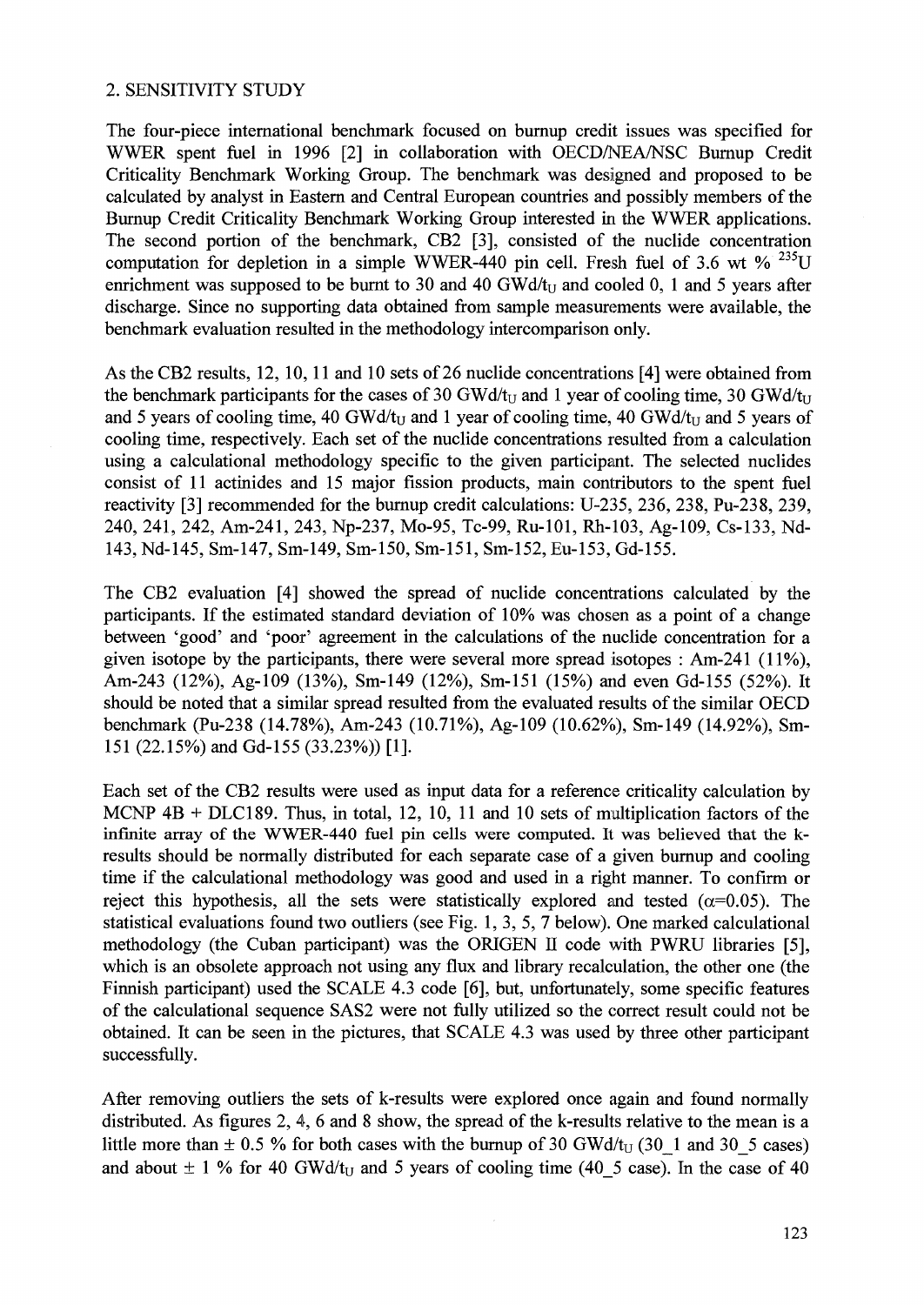## 2. SENSITIVITY STUDY

The four-piece international benchmark focused on burnup credit issues was specified for WWER spent fuel in 1996 [2] in collaboration with OECD/NEA/NSC Burnup Credit Criticality Benchmark Working Group. The benchmark was designed and proposed to be calculated by analyst in Eastern and Central European countries and possibly members of the Burnup Credit Criticality Benchmark Working Group interested in the WWER applications. The second portion of the benchmark, CB2 [3], consisted of the nuclide concentration computation for depletion in a simple WWER-440 pin cell. Fresh fuel of 3.6 wt % $^{235}$U enrichment was supposed to be burnt to 30 and 40 GWd/$t_U$ and cooled 0, 1 and 5 years after discharge. Since no supporting data obtained from sample measurements were available, the benchmark evaluation resulted in the methodology intercomparison only.

As the CB2 results, 12, 10, 11 and 10 sets of 26 nuclide concentrations [4] were obtained from the benchmark participants for the cases of 30 GWd/$t_U$ and 1 year of cooling time, 30 GWd/$t_U$ and 5 years of cooling time, 40 GWd/$t_U$ and 1 year of cooling time, 40 GWd/$t_U$ and 5 years of cooling time, respectively. Each set of the nuclide concentrations resulted from a calculation using a calculational methodology specific to the given participant. The selected nuclides consist of 11 actinides and 15 major fission products, main contributors to the spent fuel reactivity [3] recommended for the burnup credit calculations: U-235, 236, 238, Pu-238, 239, 240, 241, 242, Am-241, 243, Np-237, Mo-95, Tc-99, Ru-101, Rh-103, Ag-109, Cs-133, Nd-143, Nd-145, Sm-147, Sm-149, Sm-150, Sm-151, Sm-152, Eu-153, Gd-155.

The CB2 evaluation [4] showed the spread of nuclide concentrations calculated by the participants. If the estimated standard deviation of 10% was chosen as a point of a change between 'good' and 'poor' agreement in the calculations of the nuclide concentration for a given isotope by the participants, there were several more spread isotopes : Am-241 (11%), Am-243 (12%), Ag-109 (13%), Sm-149 (12%), Sm-151 (15%) and even Gd-155 (52%). It should be noted that a similar spread resulted from the evaluated results of the similar OECD benchmark (Pu-238 (14.78%), Am-243 (10.71%), Ag-109 (10.62%), Sm-149 (14.92%), Sm-151 (22.15%) and Gd-155 (33.23%)) [1].

Each set of the CB2 results were used as input data for a reference criticality calculation by MCNP 4B + DLC189. Thus, in total, 12, 10, 11 and 10 sets of multiplication factors of the infinite array of the WWER-440 fuel pin cells were computed. It was believed that the k-results should be normally distributed for each separate case of a given burnup and cooling time if the calculational methodology was good and used in a right manner. To confirm or reject this hypothesis, all the sets were statistically explored and tested ($\alpha$=0.05). The statistical evaluations found two outliers (see Fig. 1, 3, 5, 7 below). One marked calculational methodology (the Cuban participant) was the ORIGEN II code with PWRU libraries [5], which is an obsolete approach not using any flux and library recalculation, the other one (the Finnish participant) used the SCALE 4.3 code [6], but, unfortunately, some specific features of the calculational sequence SAS2 were not fully utilized so the correct result could not be obtained. It can be seen in the pictures, that SCALE 4.3 was used by three other participant successfully.

After removing outliers the sets of k-results were explored once again and found normally distributed. As figures 2, 4, 6 and 8 show, the spread of the k-results relative to the mean is a little more than ± 0.5 % for both cases with the burnup of 30 GWd/$t_U$ (30_1 and 30_5 cases) and about ± 1 % for 40 GWd/$t_U$ and 5 years of cooling time (40_5 case). In the case of 40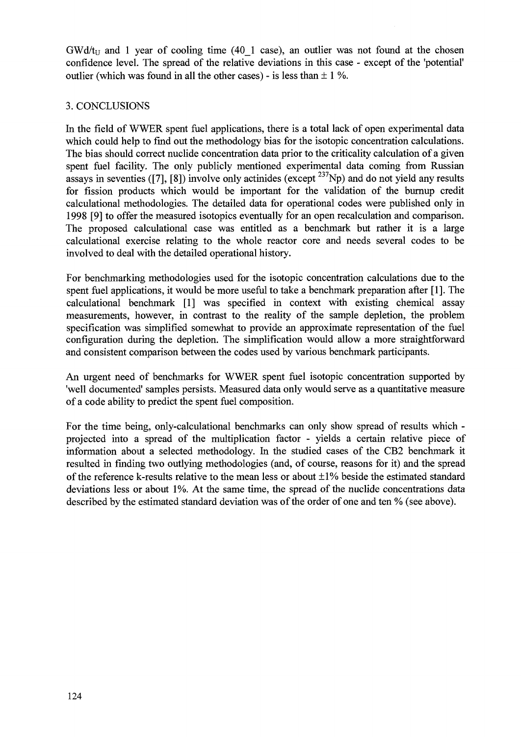$GWd/t_U$ and 1 year of cooling time (40_1 case), an outlier was not found at the chosen confidence level. The spread of the relative deviations in this case - except of the 'potential' outlier (which was found in all the other cases) - is less than $\pm$ 1 %.

## 3. CONCLUSIONS

In the field of WWER spent fuel applications, there is a total lack of open experimental data which could help to find out the methodology bias for the isotopic concentration calculations. The bias should correct nuclide concentration data prior to the criticality calculation of a given spent fuel facility. The only publicly mentioned experimental data coming from Russian assays in seventies ([7], [8]) involve only actinides (except $^{237}Np$) and do not yield any results for fission products which would be important for the validation of the burnup credit calculational methodologies. The detailed data for operational codes were published only in 1998 [9] to offer the measured isotopics eventually for an open recalculation and comparison. The proposed calculational case was entitled as a benchmark but rather it is a large calculational exercise relating to the whole reactor core and needs several codes to be involved to deal with the detailed operational history.

For benchmarking methodologies used for the isotopic concentration calculations due to the spent fuel applications, it would be more useful to take a benchmark preparation after [1]. The calculational benchmark [1] was specified in context with existing chemical assay measurements, however, in contrast to the reality of the sample depletion, the problem specification was simplified somewhat to provide an approximate representation of the fuel configuration during the depletion. The simplification would allow a more straightforward and consistent comparison between the codes used by various benchmark participants.

An urgent need of benchmarks for WWER spent fuel isotopic concentration supported by 'well documented' samples persists. Measured data only would serve as a quantitative measure of a code ability to predict the spent fuel composition.

For the time being, only-calculational benchmarks can only show spread of results which - projected into a spread of the multiplication factor - yields a certain relative piece of information about a selected methodology. In the studied cases of the CB2 benchmark it resulted in finding two outlying methodologies (and, of course, reasons for it) and the spread of the reference k-results relative to the mean less or about $\pm 1\%$ beside the estimated standard deviations less or about 1%. At the same time, the spread of the nuclide concentrations data described by the estimated standard deviation was of the order of one and ten % (see above).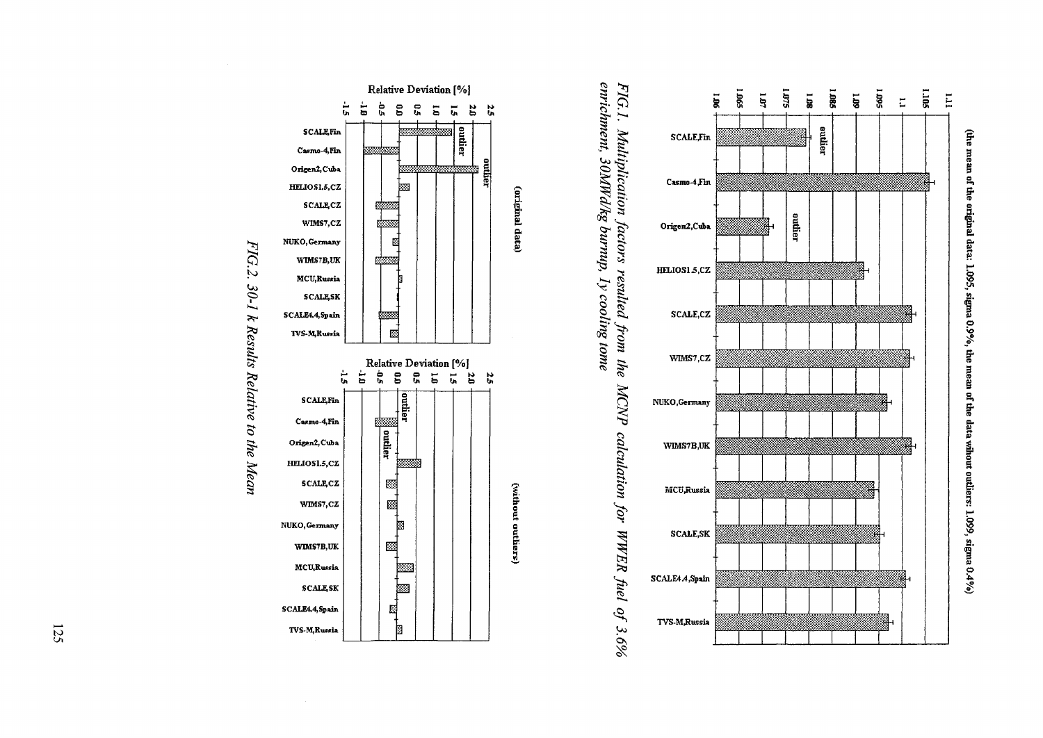(the mean of the original data: 1.095, sigma 0.9%, the mean of the data without outliers: 1.099, sigma 0.4%)

*FIG.1. Multiplication factors resulted from the MCNP calculation for WWER fuel of 3.6% enrichment, 30MWd/kg burnup, 1y cooling tome*

(original data)

(without outliers)

*FIG.2. 30-1 k Results Relative to the Mean*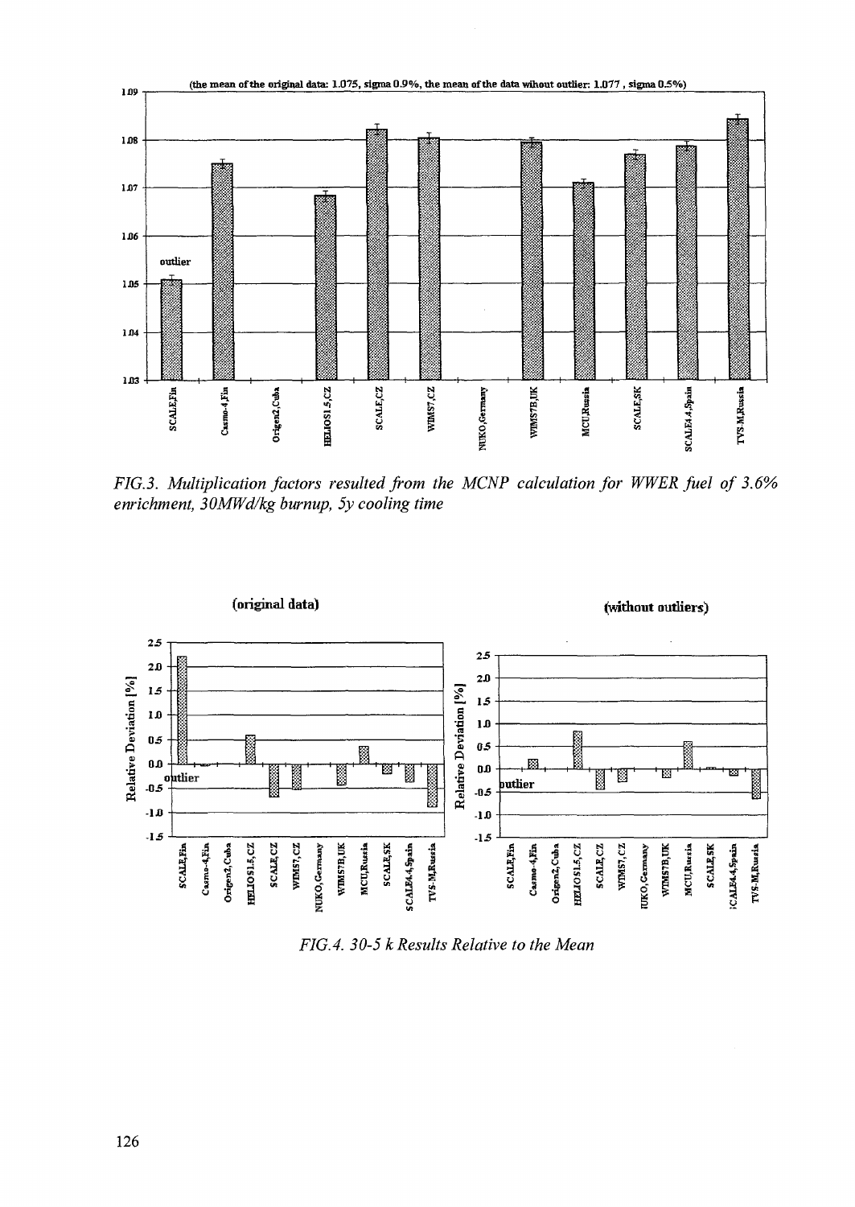*FIG.3. Multiplication factors resulted from the MCNP calculation for WWER fuel of 3.6% enrichment, 30MWd/kg burnup, 5y cooling time*

*FIG.4. 30-5 k Results Relative to the Mean*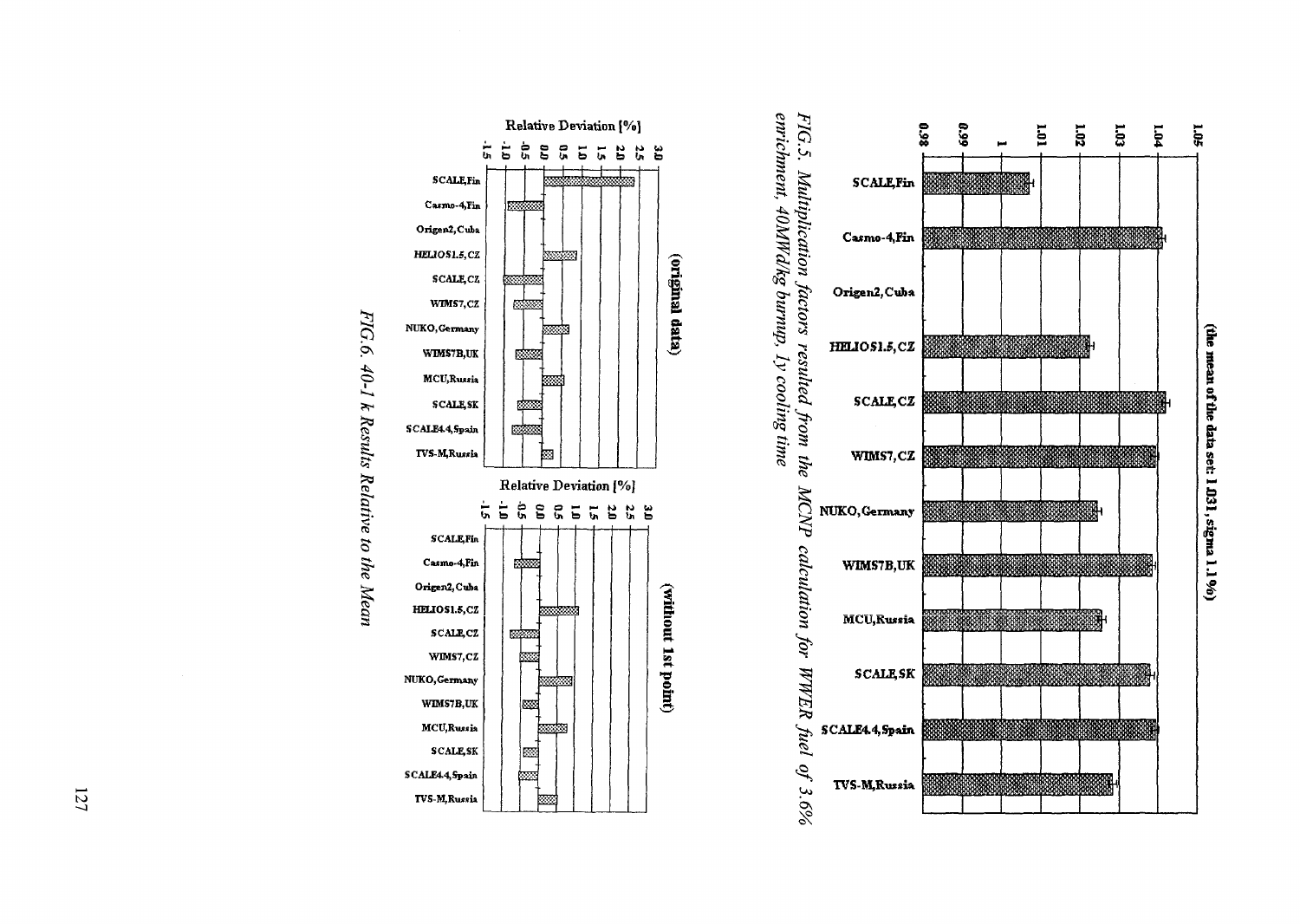(the mean of the data set: 1.031, sigma 1.1%)

FIG.5. Multiplication factors resulted from the MCNP calculation for WWER fuel of 3.6% enrichment, 40MWd/kg burnup, 1y cooling time

(original data)

(without 1st point)

FIG.6. 40-1 k Results Relative to the Mean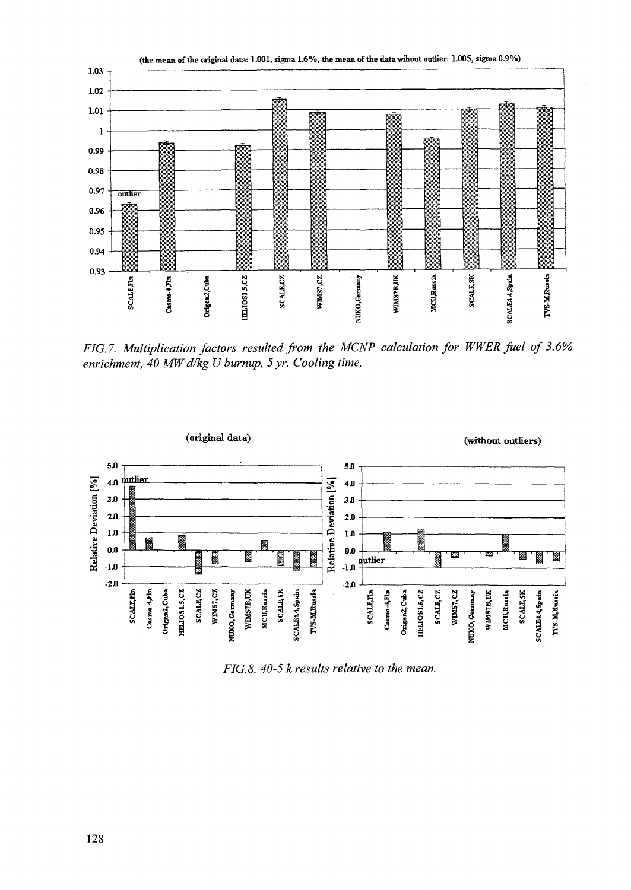(the mean of the original data: 1.001, sigma 1.6%, the mean of the data wihout outlier: 1.005, sigma 0.9%)

*FIG.7. Multiplication factors resulted from the MCNP calculation for WWER fuel of 3.6% enrichment, 40 MW d/kg U burnup, 5 yr. Cooling time.*

(original data) (without outliers)

*FIG.8. 40-5 k results relative to the mean.*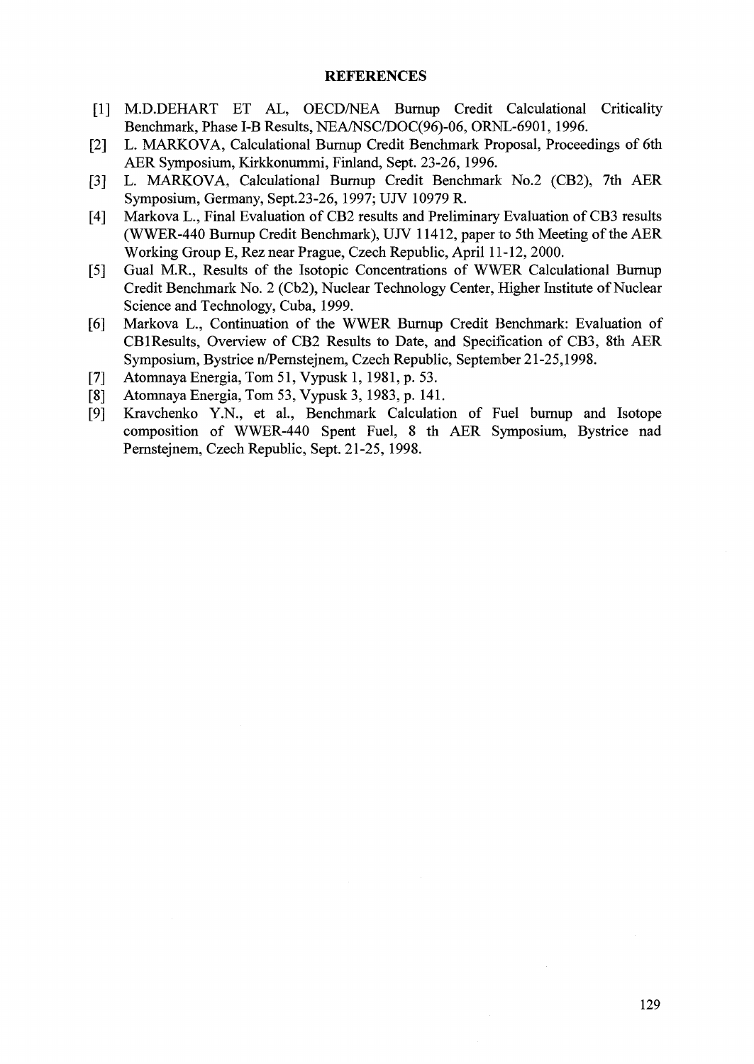## REFERENCES

[1] M.D.DEHART ET AL, OECD/NEA Burnup Credit Calculational Criticality Benchmark, Phase I-B Results, NEA/NSC/DOC(96)-06, ORNL-6901, 1996.

[2] L. MARKOVA, Calculational Burnup Credit Benchmark Proposal, Proceedings of 6th AER Symposium, Kirkkonummi, Finland, Sept. 23-26, 1996.

[3] L. MARKOVA, Calculational Burnup Credit Benchmark No.2 (CB2), 7th AER Symposium, Germany, Sept.23-26, 1997; UJV 10979 R.

[4] Markova L., Final Evaluation of CB2 results and Preliminary Evaluation of CB3 results (WWER-440 Burnup Credit Benchmark), UJV 11412, paper to 5th Meeting of the AER Working Group E, Rez near Prague, Czech Republic, April 11-12, 2000.

[5] Gual M.R., Results of the Isotopic Concentrations of WWER Calculational Burnup Credit Benchmark No. 2 (Cb2), Nuclear Technology Center, Higher Institute of Nuclear Science and Technology, Cuba, 1999.

[6] Markova L., Continuation of the WWER Burnup Credit Benchmark: Evaluation of CB1Results, Overview of CB2 Results to Date, and Specification of CB3, 8th AER Symposium, Bystrice n/Pernstejnem, Czech Republic, September 21-25,1998.

[7] Atomnaya Energia, Tom 51, Vypusk 1, 1981, p. 53.

[8] Atomnaya Energia, Tom 53, Vypusk 3, 1983, p. 141.

[9] Kravchenko Y.N., et al., Benchmark Calculation of Fuel burnup and Isotope composition of WWER-440 Spent Fuel, 8 th AER Symposium, Bystrice nad Pernstejnem, Czech Republic, Sept. 21-25, 1998.